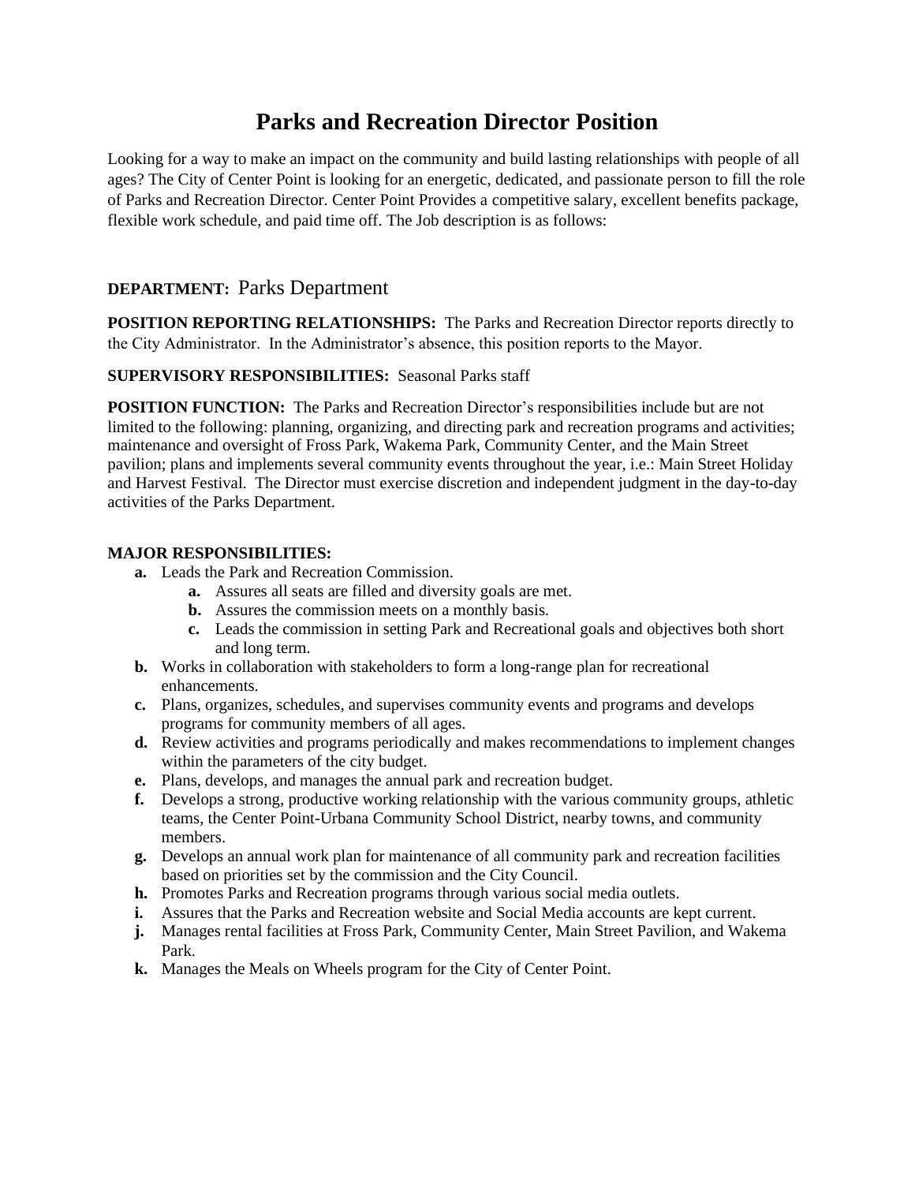# Parks and Recreation Director Position

Looking for a way to make an impact on the community and build lasting relationships with people of all ages? The City of Center Point is looking for an energetic, dedicated, and passionate person to fill the role of Parks and Recreation Director. Center Point Provides a competitive salary, excellent benefits package, flexible work schedule, and paid time off. The Job description is as follows:

**DEPARTMENT:** Parks Department

**POSITION REPORTING RELATIONSHIPS:** The Parks and Recreation Director reports directly to the City Administrator. In the Administrator's absence, this position reports to the Mayor.

**SUPERVISORY RESPONSIBILITIES:** Seasonal Parks staff

**POSITION FUNCTION:** The Parks and Recreation Director's responsibilities include but are not limited to the following: planning, organizing, and directing park and recreation programs and activities; maintenance and oversight of Fross Park, Wakema Park, Community Center, and the Main Street pavilion; plans and implements several community events throughout the year, i.e.: Main Street Holiday and Harvest Festival. The Director must exercise discretion and independent judgment in the day-to-day activities of the Parks Department.

**MAJOR RESPONSIBILITIES:**

- **a.** Leads the Park and Recreation Commission.
  - **a.** Assures all seats are filled and diversity goals are met.
  - **b.** Assures the commission meets on a monthly basis.
  - **c.** Leads the commission in setting Park and Recreational goals and objectives both short and long term.
- **b.** Works in collaboration with stakeholders to form a long-range plan for recreational enhancements.
- **c.** Plans, organizes, schedules, and supervises community events and programs and develops programs for community members of all ages.
- **d.** Review activities and programs periodically and makes recommendations to implement changes within the parameters of the city budget.
- **e.** Plans, develops, and manages the annual park and recreation budget.
- **f.** Develops a strong, productive working relationship with the various community groups, athletic teams, the Center Point-Urbana Community School District, nearby towns, and community members.
- **g.** Develops an annual work plan for maintenance of all community park and recreation facilities based on priorities set by the commission and the City Council.
- **h.** Promotes Parks and Recreation programs through various social media outlets.
- **i.** Assures that the Parks and Recreation website and Social Media accounts are kept current.
- **j.** Manages rental facilities at Fross Park, Community Center, Main Street Pavilion, and Wakema Park.
- **k.** Manages the Meals on Wheels program for the City of Center Point.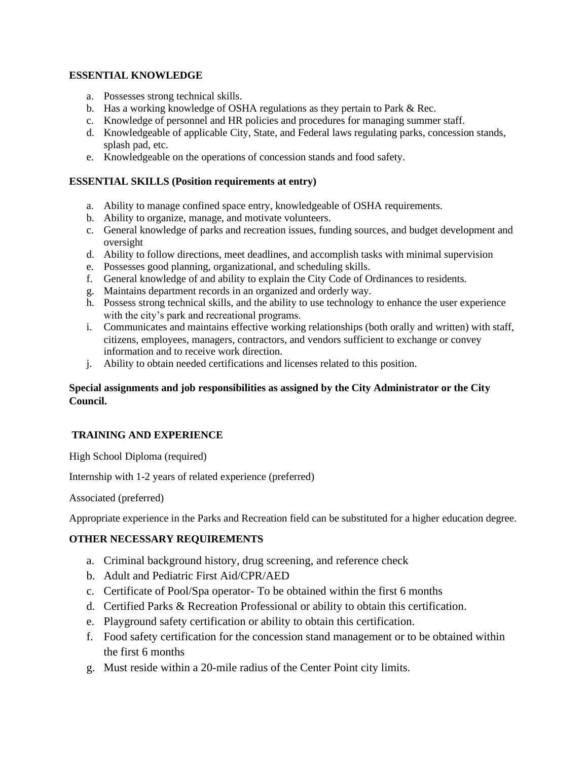**ESSENTIAL KNOWLEDGE**

a. Possesses strong technical skills.
b. Has a working knowledge of OSHA regulations as they pertain to Park & Rec.
c. Knowledge of personnel and HR policies and procedures for managing summer staff.
d. Knowledgeable of applicable City, State, and Federal laws regulating parks, concession stands, splash pad, etc.
e. Knowledgeable on the operations of concession stands and food safety.

**ESSENTIAL SKILLS (Position requirements at entry)**

a. Ability to manage confined space entry, knowledgeable of OSHA requirements.
b. Ability to organize, manage, and motivate volunteers.
c. General knowledge of parks and recreation issues, funding sources, and budget development and oversight
d. Ability to follow directions, meet deadlines, and accomplish tasks with minimal supervision
e. Possesses good planning, organizational, and scheduling skills.
f. General knowledge of and ability to explain the City Code of Ordinances to residents.
g. Maintains department records in an organized and orderly way.
h. Possess strong technical skills, and the ability to use technology to enhance the user experience with the city's park and recreational programs.
i. Communicates and maintains effective working relationships (both orally and written) with staff, citizens, employees, managers, contractors, and vendors sufficient to exchange or convey information and to receive work direction.
j. Ability to obtain needed certifications and licenses related to this position.

**Special assignments and job responsibilities as assigned by the City Administrator or the City Council.**

**TRAINING AND EXPERIENCE**

High School Diploma (required)

Internship with 1-2 years of related experience (preferred)

Associated (preferred)

Appropriate experience in the Parks and Recreation field can be substituted for a higher education degree.

**OTHER NECESSARY REQUIREMENTS**

a. Criminal background history, drug screening, and reference check
b. Adult and Pediatric First Aid/CPR/AED
c. Certificate of Pool/Spa operator- To be obtained within the first 6 months
d. Certified Parks & Recreation Professional or ability to obtain this certification.
e. Playground safety certification or ability to obtain this certification.
f. Food safety certification for the concession stand management or to be obtained within the first 6 months
g. Must reside within a 20-mile radius of the Center Point city limits.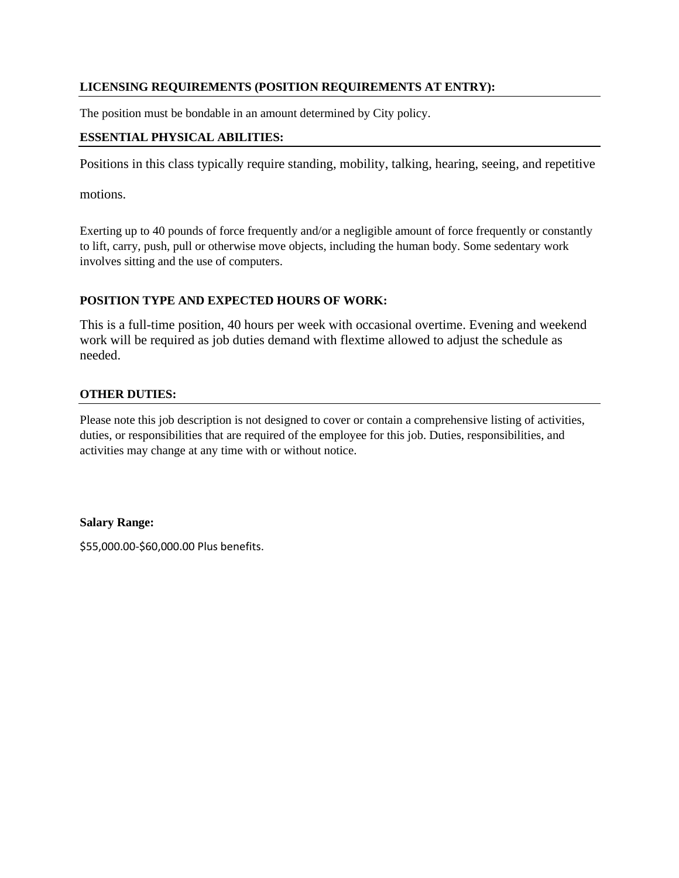### LICENSING REQUIREMENTS (POSITION REQUIREMENTS AT ENTRY):

The position must be bondable in an amount determined by City policy.

### ESSENTIAL PHYSICAL ABILITIES:

Positions in this class typically require standing, mobility, talking, hearing, seeing, and repetitive motions.

Exerting up to 40 pounds of force frequently and/or a negligible amount of force frequently or constantly to lift, carry, push, pull or otherwise move objects, including the human body. Some sedentary work involves sitting and the use of computers.

### POSITION TYPE AND EXPECTED HOURS OF WORK:

This is a full-time position, 40 hours per week with occasional overtime. Evening and weekend work will be required as job duties demand with flextime allowed to adjust the schedule as needed.

### OTHER DUTIES:

Please note this job description is not designed to cover or contain a comprehensive listing of activities, duties, or responsibilities that are required of the employee for this job. Duties, responsibilities, and activities may change at any time with or without notice.

**Salary Range:**

$55,000.00-$60,000.00 Plus benefits.